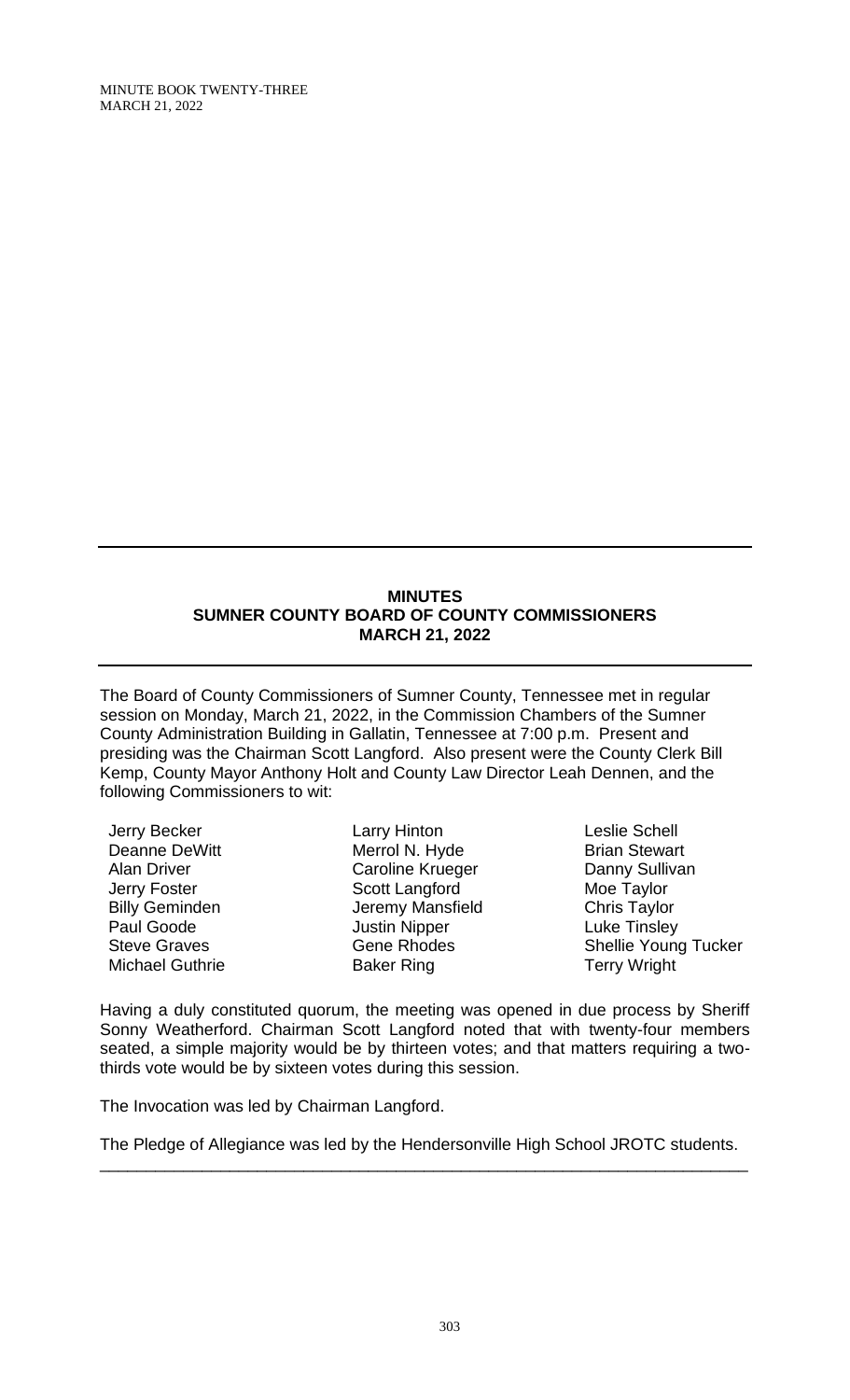## MINUTES
## SUMNER COUNTY BOARD OF COUNTY COMMISSIONERS
## MARCH 21, 2022

---

The Board of County Commissioners of Sumner County, Tennessee met in regular session on Monday, March 21, 2022, in the Commission Chambers of the Sumner County Administration Building in Gallatin, Tennessee at 7:00 p.m. Present and presiding was the Chairman Scott Langford. Also present were the County Clerk Bill Kemp, County Mayor Anthony Holt and County Law Director Leah Dennen, and the following Commissioners to wit:

Jerry Becker
Deanne DeWitt
Alan Driver
Jerry Foster
Billy Geminden
Paul Goode
Steve Graves
Michael Guthrie
Larry Hinton
Merrol N. Hyde
Caroline Krueger
Scott Langford
Jeremy Mansfield
Justin Nipper
Gene Rhodes
Baker Ring
Leslie Schell
Brian Stewart
Danny Sullivan
Moe Taylor
Chris Taylor
Luke Tinsley
Shellie Young Tucker
Terry Wright

Having a duly constituted quorum, the meeting was opened in due process by Sheriff Sonny Weatherford. Chairman Scott Langford noted that with twenty-four members seated, a simple majority would be by thirteen votes; and that matters requiring a two-thirds vote would be by sixteen votes during this session.

The Invocation was led by Chairman Langford.

The Pledge of Allegiance was led by the Hendersonville High School JROTC students.

---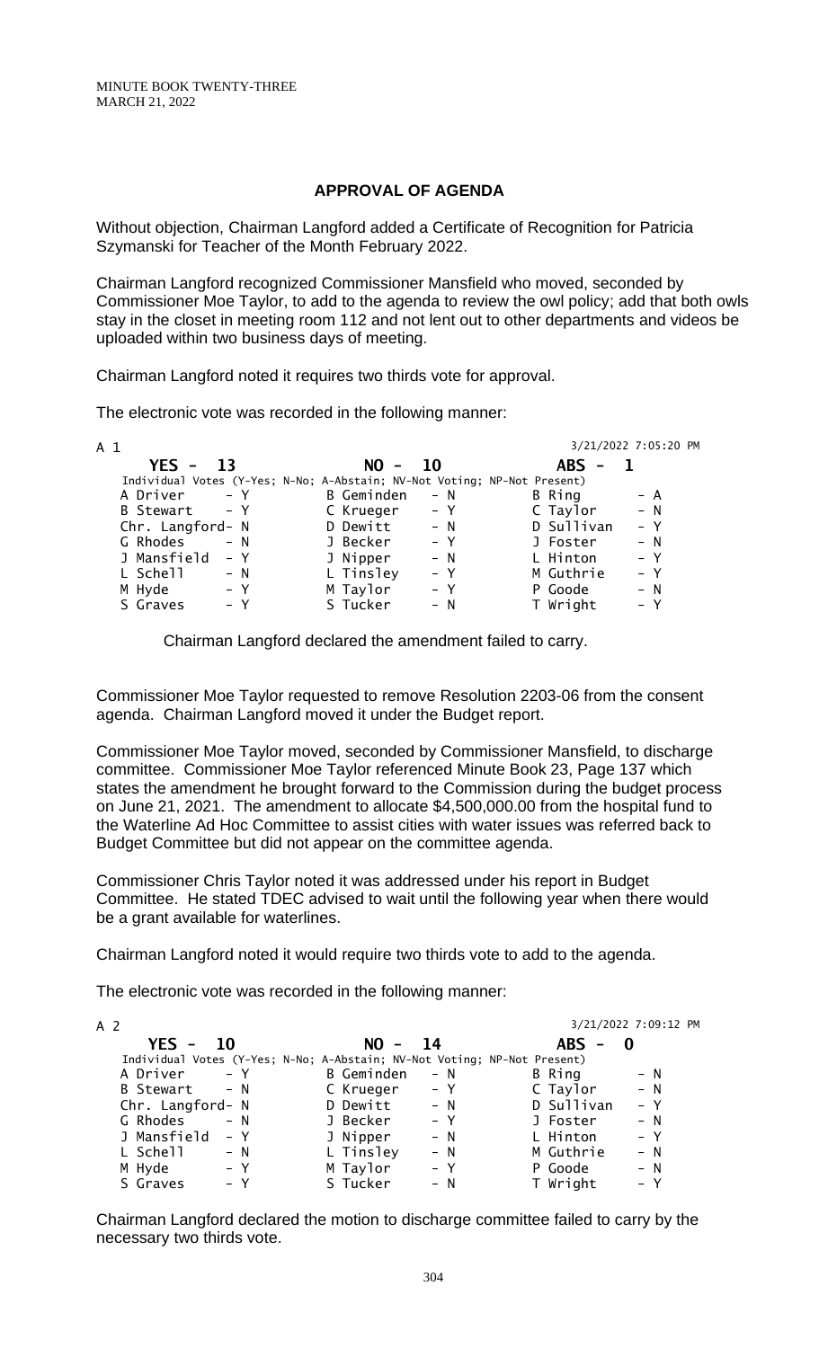## APPROVAL OF AGENDA

Without objection, Chairman Langford added a Certificate of Recognition for Patricia Szymanski for Teacher of the Month February 2022.

Chairman Langford recognized Commissioner Mansfield who moved, seconded by Commissioner Moe Taylor, to add to the agenda to review the owl policy; add that both owls stay in the closet in meeting room 112 and not lent out to other departments and videos be uploaded within two business days of meeting.

Chairman Langford noted it requires two thirds vote for approval.

The electronic vote was recorded in the following manner:

A 1 — 3/21/2022 7:05:20 PM

**YES - 13 NO - 10 ABS - 1**

Individual Votes (Y-Yes; N-No; A-Abstain; NV-Not Voting; NP-Not Present)

| | | | | | |
|---|---|---|---|---|---|
| A Driver | - Y | B Geminden | - N | B Ring | - A |
| B Stewart | - Y | C Krueger | - Y | C Taylor | - N |
| Chr. Langford | - N | D Dewitt | - N | D Sullivan | - Y |
| G Rhodes | - N | J Becker | - Y | J Foster | - N |
| J Mansfield | - Y | J Nipper | - N | L Hinton | - Y |
| L Schell | - N | L Tinsley | - Y | M Guthrie | - Y |
| M Hyde | - Y | M Taylor | - Y | P Goode | - N |
| S Graves | - Y | S Tucker | - N | T Wright | - Y |

Chairman Langford declared the amendment failed to carry.

Commissioner Moe Taylor requested to remove Resolution 2203-06 from the consent agenda. Chairman Langford moved it under the Budget report.

Commissioner Moe Taylor moved, seconded by Commissioner Mansfield, to discharge committee. Commissioner Moe Taylor referenced Minute Book 23, Page 137 which states the amendment he brought forward to the Commission during the budget process on June 21, 2021. The amendment to allocate $4,500,000.00 from the hospital fund to the Waterline Ad Hoc Committee to assist cities with water issues was referred back to Budget Committee but did not appear on the committee agenda.

Commissioner Chris Taylor noted it was addressed under his report in Budget Committee. He stated TDEC advised to wait until the following year when there would be a grant available for waterlines.

Chairman Langford noted it would require two thirds vote to add to the agenda.

The electronic vote was recorded in the following manner:

A 2 — 3/21/2022 7:09:12 PM

**YES - 10 NO - 14 ABS - 0**

Individual Votes (Y-Yes; N-No; A-Abstain; NV-Not Voting; NP-Not Present)

| | | | | | |
|---|---|---|---|---|---|
| A Driver | - Y | B Geminden | - N | B Ring | - N |
| B Stewart | - N | C Krueger | - Y | C Taylor | - N |
| Chr. Langford | - N | D Dewitt | - N | D Sullivan | - Y |
| G Rhodes | - N | J Becker | - Y | J Foster | - N |
| J Mansfield | - Y | J Nipper | - N | L Hinton | - Y |
| L Schell | - N | L Tinsley | - N | M Guthrie | - N |
| M Hyde | - Y | M Taylor | - Y | P Goode | - N |
| S Graves | - Y | S Tucker | - N | T Wright | - Y |

Chairman Langford declared the motion to discharge committee failed to carry by the necessary two thirds vote.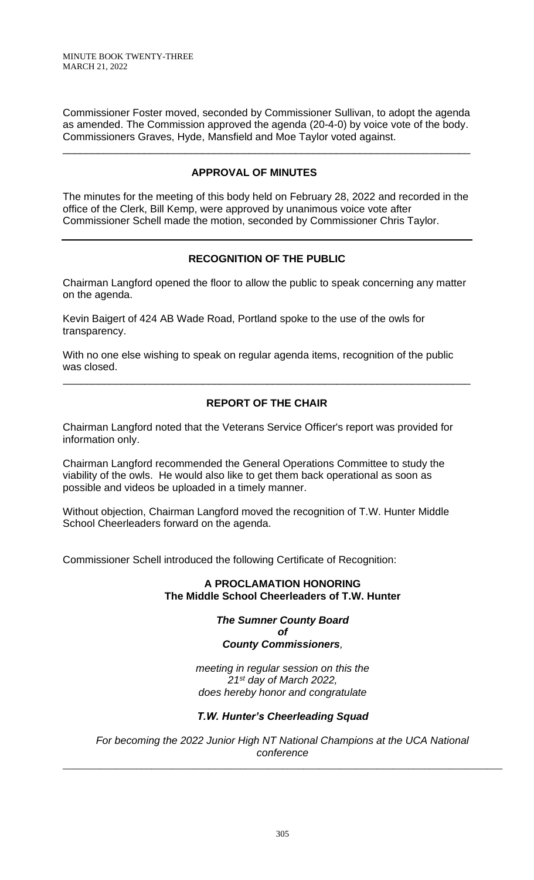Commissioner Foster moved, seconded by Commissioner Sullivan, to adopt the agenda as amended. The Commission approved the agenda (20-4-0) by voice vote of the body. Commissioners Graves, Hyde, Mansfield and Moe Taylor voted against.

---

## APPROVAL OF MINUTES

The minutes for the meeting of this body held on February 28, 2022 and recorded in the office of the Clerk, Bill Kemp, were approved by unanimous voice vote after Commissioner Schell made the motion, seconded by Commissioner Chris Taylor.

---

## RECOGNITION OF THE PUBLIC

Chairman Langford opened the floor to allow the public to speak concerning any matter on the agenda.

Kevin Baigert of 424 AB Wade Road, Portland spoke to the use of the owls for transparency.

With no one else wishing to speak on regular agenda items, recognition of the public was closed.

---

## REPORT OF THE CHAIR

Chairman Langford noted that the Veterans Service Officer's report was provided for information only.

Chairman Langford recommended the General Operations Committee to study the viability of the owls. He would also like to get them back operational as soon as possible and videos be uploaded in a timely manner.

Without objection, Chairman Langford moved the recognition of T.W. Hunter Middle School Cheerleaders forward on the agenda.

Commissioner Schell introduced the following Certificate of Recognition:

**A PROCLAMATION HONORING**
**The Middle School Cheerleaders of T.W. Hunter**

***The Sumner County Board***
***of***
***County Commissioners,***

*meeting in regular session on this the*
*21st day of March 2022,*
*does hereby honor and congratulate*

***T.W. Hunter's Cheerleading Squad***

*For becoming the 2022 Junior High NT National Champions at the UCA National conference*

---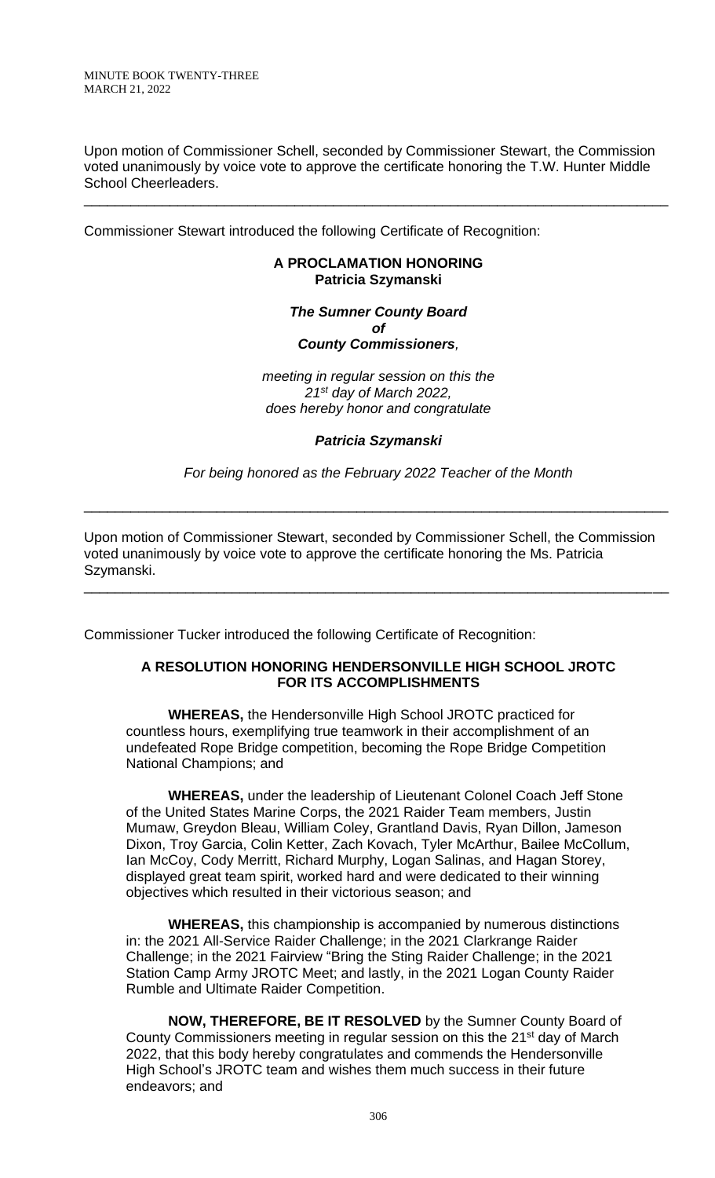Upon motion of Commissioner Schell, seconded by Commissioner Stewart, the Commission voted unanimously by voice vote to approve the certificate honoring the T.W. Hunter Middle School Cheerleaders.

---

Commissioner Stewart introduced the following Certificate of Recognition:

**A PROCLAMATION HONORING**
**Patricia Szymanski**

***The Sumner County Board***
***of***
***County Commissioners,***

*meeting in regular session on this the*
*21st day of March 2022,*
*does hereby honor and congratulate*

***Patricia Szymanski***

*For being honored as the February 2022 Teacher of the Month*

---

Upon motion of Commissioner Stewart, seconded by Commissioner Schell, the Commission voted unanimously by voice vote to approve the certificate honoring the Ms. Patricia Szymanski.

---

Commissioner Tucker introduced the following Certificate of Recognition:

**A RESOLUTION HONORING HENDERSONVILLE HIGH SCHOOL JROTC FOR ITS ACCOMPLISHMENTS**

**WHEREAS,** the Hendersonville High School JROTC practiced for countless hours, exemplifying true teamwork in their accomplishment of an undefeated Rope Bridge competition, becoming the Rope Bridge Competition National Champions; and

**WHEREAS,** under the leadership of Lieutenant Colonel Coach Jeff Stone of the United States Marine Corps, the 2021 Raider Team members, Justin Mumaw, Greydon Bleau, William Coley, Grantland Davis, Ryan Dillon, Jameson Dixon, Troy Garcia, Colin Ketter, Zach Kovach, Tyler McArthur, Bailee McCollum, Ian McCoy, Cody Merritt, Richard Murphy, Logan Salinas, and Hagan Storey, displayed great team spirit, worked hard and were dedicated to their winning objectives which resulted in their victorious season; and

**WHEREAS,** this championship is accompanied by numerous distinctions in: the 2021 All-Service Raider Challenge; in the 2021 Clarkrange Raider Challenge; in the 2021 Fairview "Bring the Sting Raider Challenge; in the 2021 Station Camp Army JROTC Meet; and lastly, in the 2021 Logan County Raider Rumble and Ultimate Raider Competition.

**NOW, THEREFORE, BE IT RESOLVED** by the Sumner County Board of County Commissioners meeting in regular session on this the 21st day of March 2022, that this body hereby congratulates and commends the Hendersonville High School's JROTC team and wishes them much success in their future endeavors; and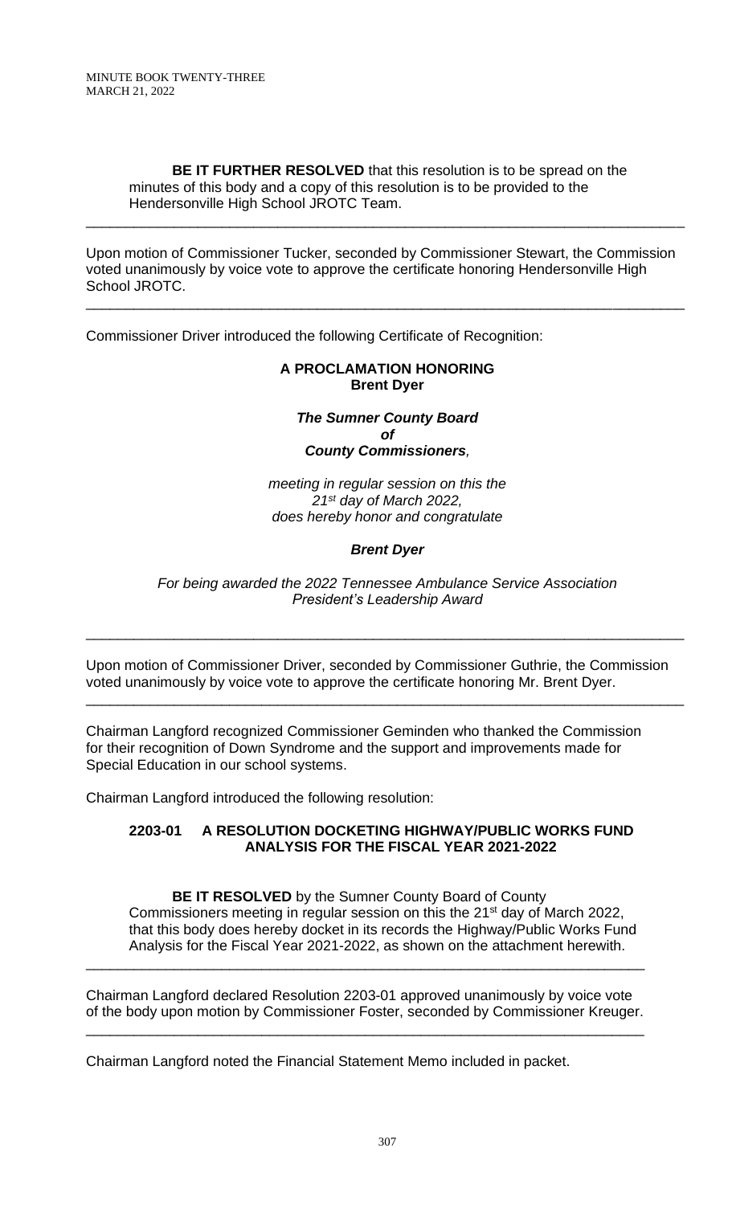**BE IT FURTHER RESOLVED** that this resolution is to be spread on the minutes of this body and a copy of this resolution is to be provided to the Hendersonville High School JROTC Team.

---

Upon motion of Commissioner Tucker, seconded by Commissioner Stewart, the Commission voted unanimously by voice vote to approve the certificate honoring Hendersonville High School JROTC.

---

Commissioner Driver introduced the following Certificate of Recognition:

**A PROCLAMATION HONORING**
**Brent Dyer**

***The Sumner County Board***
***of***
***County Commissioners,***

*meeting in regular session on this the*
*21st day of March 2022,*
*does hereby honor and congratulate*

***Brent Dyer***

*For being awarded the 2022 Tennessee Ambulance Service Association President's Leadership Award*

---

Upon motion of Commissioner Driver, seconded by Commissioner Guthrie, the Commission voted unanimously by voice vote to approve the certificate honoring Mr. Brent Dyer.

---

Chairman Langford recognized Commissioner Geminden who thanked the Commission for their recognition of Down Syndrome and the support and improvements made for Special Education in our school systems.

Chairman Langford introduced the following resolution:

**2203-01 A RESOLUTION DOCKETING HIGHWAY/PUBLIC WORKS FUND ANALYSIS FOR THE FISCAL YEAR 2021-2022**

**BE IT RESOLVED** by the Sumner County Board of County Commissioners meeting in regular session on this the 21st day of March 2022, that this body does hereby docket in its records the Highway/Public Works Fund Analysis for the Fiscal Year 2021-2022, as shown on the attachment herewith.

---

Chairman Langford declared Resolution 2203-01 approved unanimously by voice vote of the body upon motion by Commissioner Foster, seconded by Commissioner Kreuger.

---

Chairman Langford noted the Financial Statement Memo included in packet.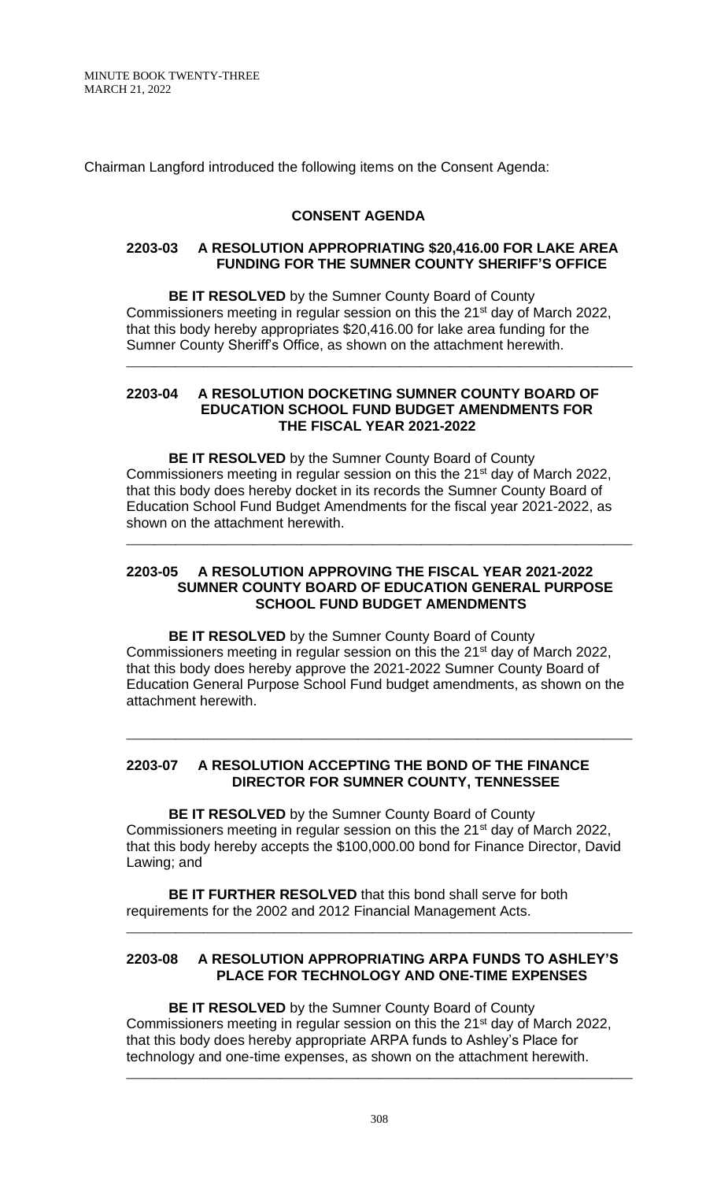Chairman Langford introduced the following items on the Consent Agenda:

## CONSENT AGENDA

### 2203-03 A RESOLUTION APPROPRIATING $20,416.00 FOR LAKE AREA FUNDING FOR THE SUMNER COUNTY SHERIFF'S OFFICE

**BE IT RESOLVED** by the Sumner County Board of County Commissioners meeting in regular session on this the 21st day of March 2022, that this body hereby appropriates $20,416.00 for lake area funding for the Sumner County Sheriff's Office, as shown on the attachment herewith.

---

### 2203-04 A RESOLUTION DOCKETING SUMNER COUNTY BOARD OF EDUCATION SCHOOL FUND BUDGET AMENDMENTS FOR THE FISCAL YEAR 2021-2022

**BE IT RESOLVED** by the Sumner County Board of County Commissioners meeting in regular session on this the 21st day of March 2022, that this body does hereby docket in its records the Sumner County Board of Education School Fund Budget Amendments for the fiscal year 2021-2022, as shown on the attachment herewith.

---

### 2203-05 A RESOLUTION APPROVING THE FISCAL YEAR 2021-2022 SUMNER COUNTY BOARD OF EDUCATION GENERAL PURPOSE SCHOOL FUND BUDGET AMENDMENTS

**BE IT RESOLVED** by the Sumner County Board of County Commissioners meeting in regular session on this the 21st day of March 2022, that this body does hereby approve the 2021-2022 Sumner County Board of Education General Purpose School Fund budget amendments, as shown on the attachment herewith.

---

### 2203-07 A RESOLUTION ACCEPTING THE BOND OF THE FINANCE DIRECTOR FOR SUMNER COUNTY, TENNESSEE

**BE IT RESOLVED** by the Sumner County Board of County Commissioners meeting in regular session on this the 21st day of March 2022, that this body hereby accepts the $100,000.00 bond for Finance Director, David Lawing; and

**BE IT FURTHER RESOLVED** that this bond shall serve for both requirements for the 2002 and 2012 Financial Management Acts.

---

### 2203-08 A RESOLUTION APPROPRIATING ARPA FUNDS TO ASHLEY'S PLACE FOR TECHNOLOGY AND ONE-TIME EXPENSES

**BE IT RESOLVED** by the Sumner County Board of County Commissioners meeting in regular session on this the 21st day of March 2022, that this body does hereby appropriate ARPA funds to Ashley's Place for technology and one-time expenses, as shown on the attachment herewith.

---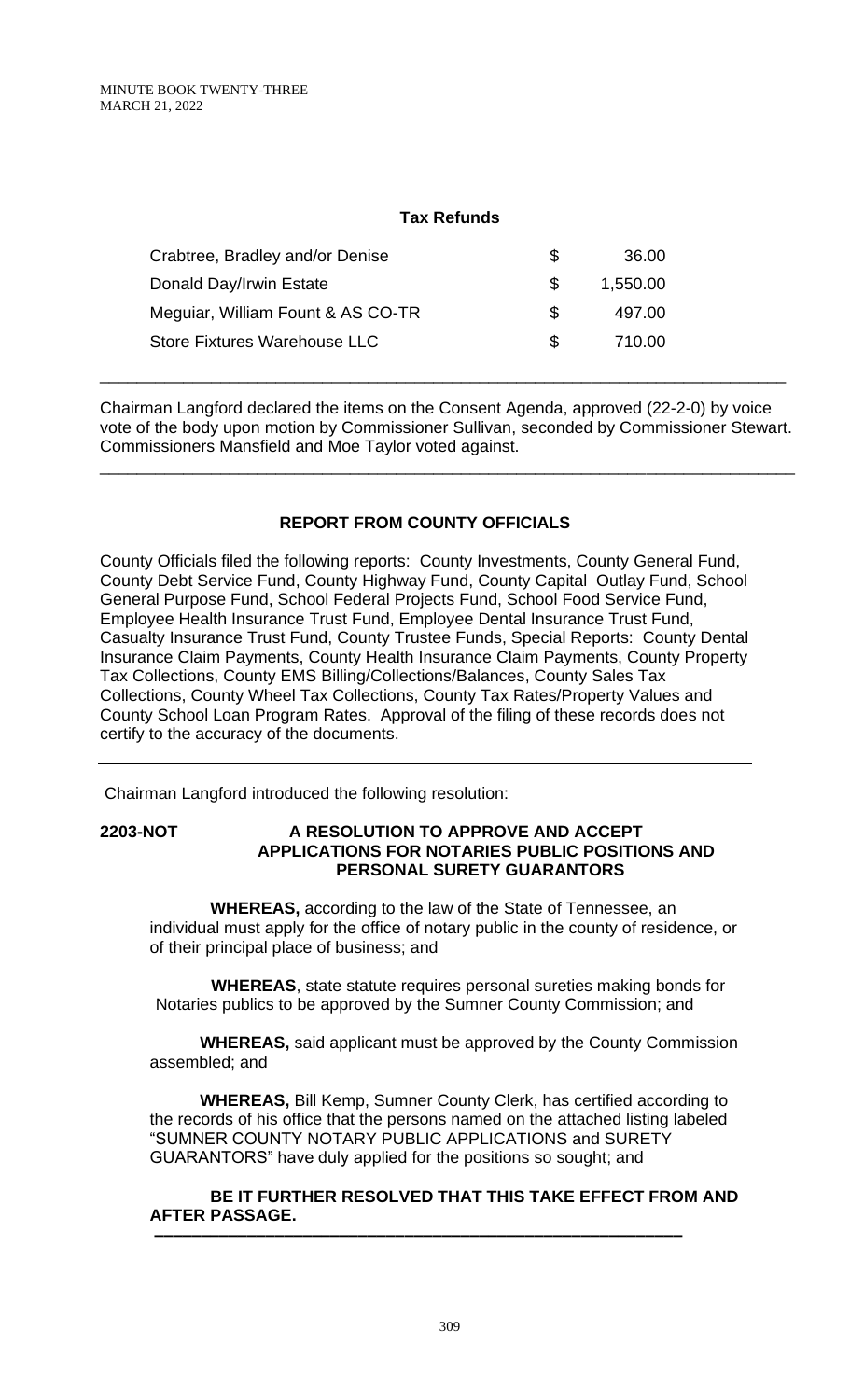## Tax Refunds

| | | |
|---|---|---|
| Crabtree, Bradley and/or Denise | $ | 36.00 |
| Donald Day/Irwin Estate | $ | 1,550.00 |
| Meguiar, William Fount & AS CO-TR | $ | 497.00 |
| Store Fixtures Warehouse LLC | $ | 710.00 |

---

Chairman Langford declared the items on the Consent Agenda, approved (22-2-0) by voice vote of the body upon motion by Commissioner Sullivan, seconded by Commissioner Stewart. Commissioners Mansfield and Moe Taylor voted against.

---

## REPORT FROM COUNTY OFFICIALS

County Officials filed the following reports: County Investments, County General Fund, County Debt Service Fund, County Highway Fund, County Capital Outlay Fund, School General Purpose Fund, School Federal Projects Fund, School Food Service Fund, Employee Health Insurance Trust Fund, Employee Dental Insurance Trust Fund, Casualty Insurance Trust Fund, County Trustee Funds, Special Reports: County Dental Insurance Claim Payments, County Health Insurance Claim Payments, County Property Tax Collections, County EMS Billing/Collections/Balances, County Sales Tax Collections, County Wheel Tax Collections, County Tax Rates/Property Values and County School Loan Program Rates. Approval of the filing of these records does not certify to the accuracy of the documents.

---

Chairman Langford introduced the following resolution:

**2203-NOT** **A RESOLUTION TO APPROVE AND ACCEPT APPLICATIONS FOR NOTARIES PUBLIC POSITIONS AND PERSONAL SURETY GUARANTORS**

**WHEREAS,** according to the law of the State of Tennessee, an individual must apply for the office of notary public in the county of residence, or of their principal place of business; and

**WHEREAS**, state statute requires personal sureties making bonds for Notaries publics to be approved by the Sumner County Commission; and

**WHEREAS,** said applicant must be approved by the County Commission assembled; and

**WHEREAS,** Bill Kemp, Sumner County Clerk, has certified according to the records of his office that the persons named on the attached listing labeled "SUMNER COUNTY NOTARY PUBLIC APPLICATIONS and SURETY GUARANTORS" have duly applied for the positions so sought; and

**BE IT FURTHER RESOLVED THAT THIS TAKE EFFECT FROM AND AFTER PASSAGE.**

---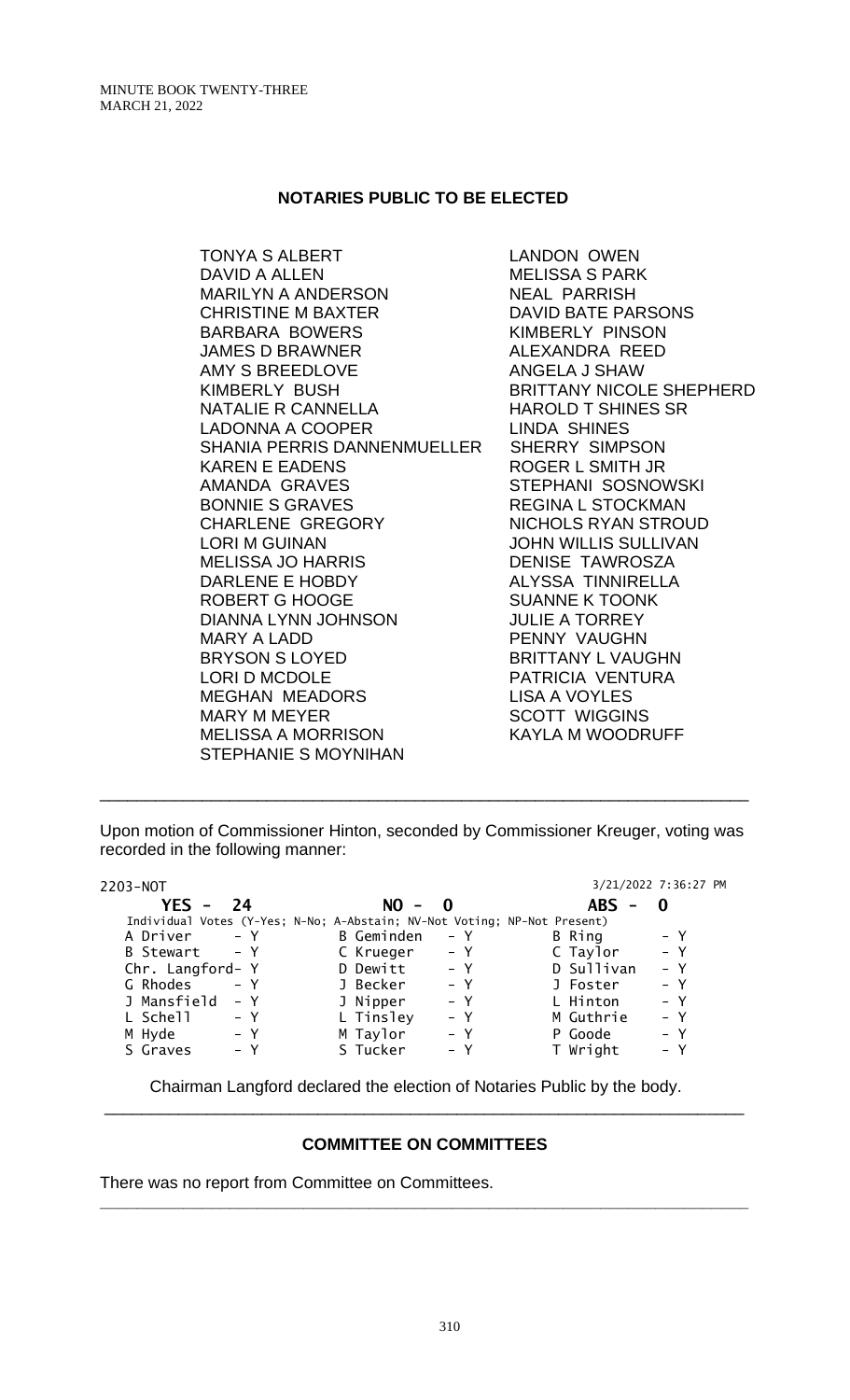## NOTARIES PUBLIC TO BE ELECTED

TONYA S ALBERT
DAVID A ALLEN
MARILYN A ANDERSON
CHRISTINE M BAXTER
BARBARA BOWERS
JAMES D BRAWNER
AMY S BREEDLOVE
KIMBERLY BUSH
NATALIE R CANNELLA
LADONNA A COOPER
SHANIA PERRIS DANNENMUELLER
KAREN E EADENS
AMANDA GRAVES
BONNIE S GRAVES
CHARLENE GREGORY
LORI M GUINAN
MELISSA JO HARRIS
DARLENE E HOBDY
ROBERT G HOOGE
DIANNA LYNN JOHNSON
MARY A LADD
BRYSON S LOYED
LORI D MCDOLE
MEGHAN MEADORS
MARY M MEYER
MELISSA A MORRISON
STEPHANIE S MOYNIHAN
LANDON OWEN
MELISSA S PARK
NEAL PARRISH
DAVID BATE PARSONS
KIMBERLY PINSON
ALEXANDRA REED
ANGELA J SHAW
BRITTANY NICOLE SHEPHERD
HAROLD T SHINES SR
LINDA SHINES
SHERRY SIMPSON
ROGER L SMITH JR
STEPHANI SOSNOWSKI
REGINA L STOCKMAN
NICHOLS RYAN STROUD
JOHN WILLIS SULLIVAN
DENISE TAWROSZA
ALYSSA TINNIRELLA
SUANNE K TOONK
JULIE A TORREY
PENNY VAUGHN
BRITTANY L VAUGHN
PATRICIA VENTURA
LISA A VOYLES
SCOTT WIGGINS
KAYLA M WOODRUFF

---

Upon motion of Commissioner Hinton, seconded by Commissioner Kreuger, voting was recorded in the following manner:

2203-NOT 3/21/2022 7:36:27 PM

**YES - 24** **NO - 0** **ABS - 0**

Individual Votes (Y-Yes; N-No; A-Abstain; NV-Not Voting; NP-Not Present)

| | | | | | |
|---|---|---|---|---|---|
| A Driver | - Y | B Geminden | - Y | B Ring | - Y |
| B Stewart | - Y | C Krueger | - Y | C Taylor | - Y |
| Chr. Langford | - Y | D Dewitt | - Y | D Sullivan | - Y |
| G Rhodes | - Y | J Becker | - Y | J Foster | - Y |
| J Mansfield | - Y | J Nipper | - Y | L Hinton | - Y |
| L Schell | - Y | L Tinsley | - Y | M Guthrie | - Y |
| M Hyde | - Y | M Taylor | - Y | P Goode | - Y |
| S Graves | - Y | S Tucker | - Y | T Wright | - Y |

Chairman Langford declared the election of Notaries Public by the body.

---

## COMMITTEE ON COMMITTEES

There was no report from Committee on Committees.

---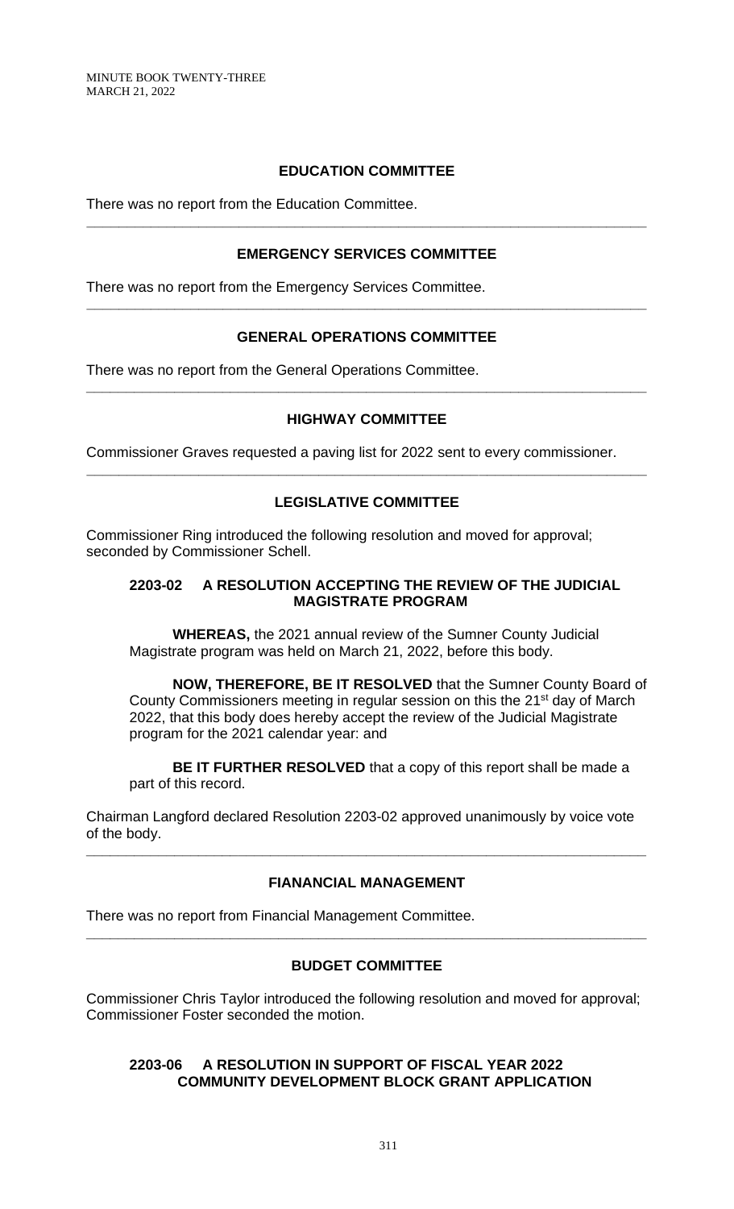## EDUCATION COMMITTEE

There was no report from the Education Committee.

---

## EMERGENCY SERVICES COMMITTEE

There was no report from the Emergency Services Committee.

---

## GENERAL OPERATIONS COMMITTEE

There was no report from the General Operations Committee.

---

## HIGHWAY COMMITTEE

Commissioner Graves requested a paving list for 2022 sent to every commissioner.

---

## LEGISLATIVE COMMITTEE

Commissioner Ring introduced the following resolution and moved for approval; seconded by Commissioner Schell.

### 2203-02 A RESOLUTION ACCEPTING THE REVIEW OF THE JUDICIAL MAGISTRATE PROGRAM

**WHEREAS,** the 2021 annual review of the Sumner County Judicial Magistrate program was held on March 21, 2022, before this body.

**NOW, THEREFORE, BE IT RESOLVED** that the Sumner County Board of County Commissioners meeting in regular session on this the 21st day of March 2022, that this body does hereby accept the review of the Judicial Magistrate program for the 2021 calendar year: and

**BE IT FURTHER RESOLVED** that a copy of this report shall be made a part of this record.

Chairman Langford declared Resolution 2203-02 approved unanimously by voice vote of the body.

---

## FIANANCIAL MANAGEMENT

There was no report from Financial Management Committee.

---

## BUDGET COMMITTEE

Commissioner Chris Taylor introduced the following resolution and moved for approval; Commissioner Foster seconded the motion.

### 2203-06 A RESOLUTION IN SUPPORT OF FISCAL YEAR 2022 COMMUNITY DEVELOPMENT BLOCK GRANT APPLICATION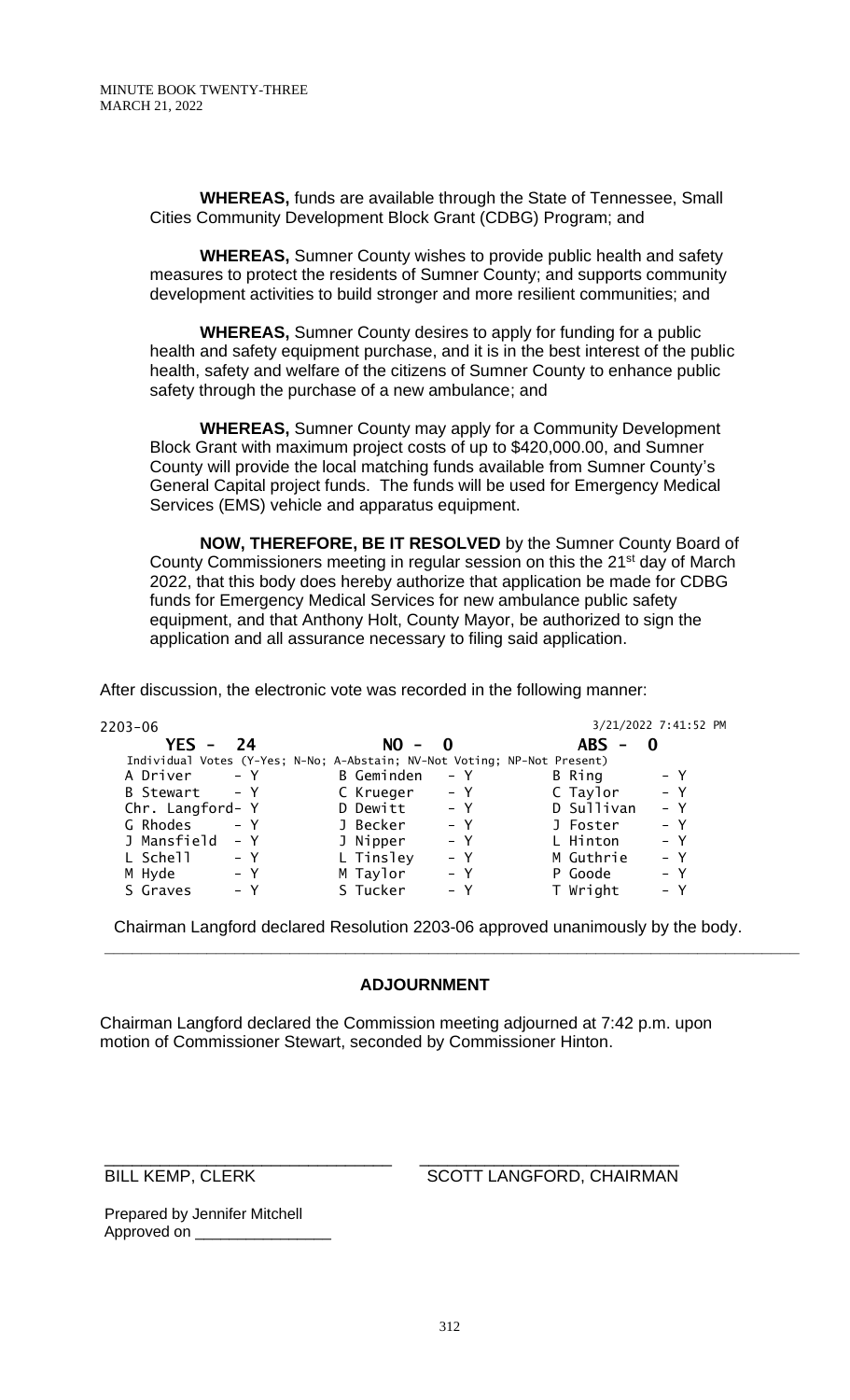**WHEREAS,** funds are available through the State of Tennessee, Small Cities Community Development Block Grant (CDBG) Program; and

**WHEREAS,** Sumner County wishes to provide public health and safety measures to protect the residents of Sumner County; and supports community development activities to build stronger and more resilient communities; and

**WHEREAS,** Sumner County desires to apply for funding for a public health and safety equipment purchase, and it is in the best interest of the public health, safety and welfare of the citizens of Sumner County to enhance public safety through the purchase of a new ambulance; and

**WHEREAS,** Sumner County may apply for a Community Development Block Grant with maximum project costs of up to $420,000.00, and Sumner County will provide the local matching funds available from Sumner County's General Capital project funds. The funds will be used for Emergency Medical Services (EMS) vehicle and apparatus equipment.

**NOW, THEREFORE, BE IT RESOLVED** by the Sumner County Board of County Commissioners meeting in regular session on this the 21st day of March 2022, that this body does hereby authorize that application be made for CDBG funds for Emergency Medical Services for new ambulance public safety equipment, and that Anthony Holt, County Mayor, be authorized to sign the application and all assurance necessary to filing said application.

After discussion, the electronic vote was recorded in the following manner:

2203-06 3/21/2022 7:41:52 PM

| YES - 24 | | NO - 0 | | ABS - 0 | |
|---|---|---|---|---|---|
| Individual Votes (Y-Yes; N-No; A-Abstain; NV-Not Voting; NP-Not Present) | | | | | |
| A Driver | - Y | B Geminden | - Y | B Ring | - Y |
| B Stewart | - Y | C Krueger | - Y | C Taylor | - Y |
| Chr. Langford | - Y | D Dewitt | - Y | D Sullivan | - Y |
| G Rhodes | - Y | J Becker | - Y | J Foster | - Y |
| J Mansfield | - Y | J Nipper | - Y | L Hinton | - Y |
| L Schell | - Y | L Tinsley | - Y | M Guthrie | - Y |
| M Hyde | - Y | M Taylor | - Y | P Goode | - Y |
| S Graves | - Y | S Tucker | - Y | T Wright | - Y |

Chairman Langford declared Resolution 2203-06 approved unanimously by the body.

---

## ADJOURNMENT

Chairman Langford declared the Commission meeting adjourned at 7:42 p.m. upon motion of Commissioner Stewart, seconded by Commissioner Hinton.

\_\_\_\_\_\_\_\_\_\_\_\_\_\_\_\_\_\_\_\_\_\_\_\_\_\_\_\_\_\_\_\_ \_\_\_\_\_\_\_\_\_\_\_\_\_\_\_\_\_\_\_\_\_\_\_\_\_\_\_\_\_\_

BILL KEMP, CLERK SCOTT LANGFORD, CHAIRMAN

Prepared by Jennifer Mitchell
Approved on \_\_\_\_\_\_\_\_\_\_\_\_\_\_\_\_